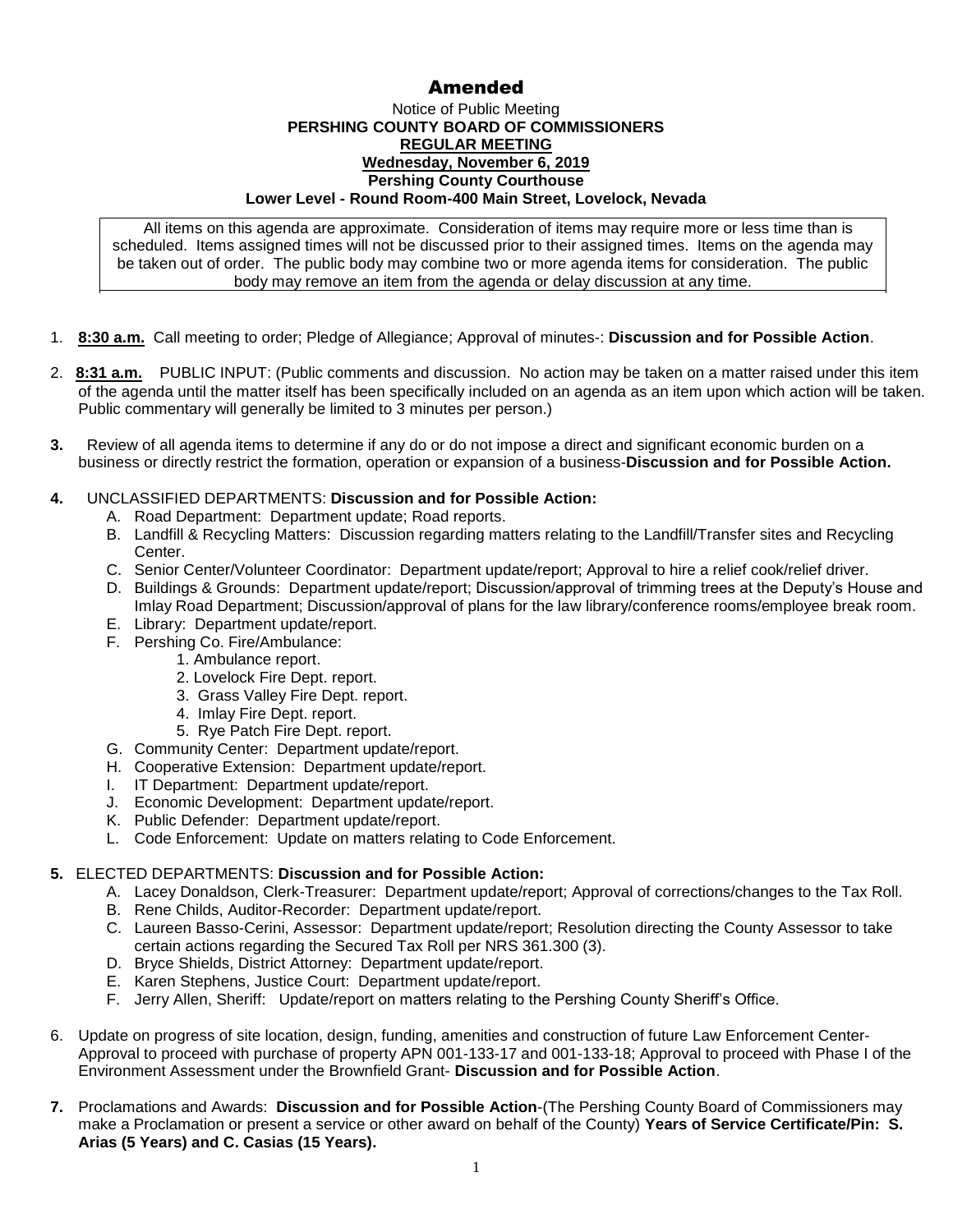# Amended

Notice of Public Meeting
**PERSHING COUNTY BOARD OF COMMISSIONERS**
**REGULAR MEETING**
**Wednesday, November 6, 2019**
**Pershing County Courthouse**
**Lower Level - Round Room-400 Main Street, Lovelock, Nevada**

All items on this agenda are approximate. Consideration of items may require more or less time than is scheduled. Items assigned times will not be discussed prior to their assigned times. Items on the agenda may be taken out of order. The public body may combine two or more agenda items for consideration. The public body may remove an item from the agenda or delay discussion at any time.

1. **8:30 a.m.** Call meeting to order; Pledge of Allegiance; Approval of minutes-: **Discussion and for Possible Action**.

2. **8:31 a.m.** PUBLIC INPUT: (Public comments and discussion. No action may be taken on a matter raised under this item of the agenda until the matter itself has been specifically included on an agenda as an item upon which action will be taken. Public commentary will generally be limited to 3 minutes per person.)

3. Review of all agenda items to determine if any do or do not impose a direct and significant economic burden on a business or directly restrict the formation, operation or expansion of a business-**Discussion and for Possible Action.**

4. UNCLASSIFIED DEPARTMENTS: **Discussion and for Possible Action:**
   - A. Road Department: Department update; Road reports.
   - B. Landfill & Recycling Matters: Discussion regarding matters relating to the Landfill/Transfer sites and Recycling Center.
   - C. Senior Center/Volunteer Coordinator: Department update/report; Approval to hire a relief cook/relief driver.
   - D. Buildings & Grounds: Department update/report; Discussion/approval of trimming trees at the Deputy's House and Imlay Road Department; Discussion/approval of plans for the law library/conference rooms/employee break room.
   - E. Library: Department update/report.
   - F. Pershing Co. Fire/Ambulance:
     1. Ambulance report.
     2. Lovelock Fire Dept. report.
     3. Grass Valley Fire Dept. report.
     4. Imlay Fire Dept. report.
     5. Rye Patch Fire Dept. report.
   - G. Community Center: Department update/report.
   - H. Cooperative Extension: Department update/report.
   - I. IT Department: Department update/report.
   - J. Economic Development: Department update/report.
   - K. Public Defender: Department update/report.
   - L. Code Enforcement: Update on matters relating to Code Enforcement.

5. ELECTED DEPARTMENTS: **Discussion and for Possible Action:**
   - A. Lacey Donaldson, Clerk-Treasurer: Department update/report; Approval of corrections/changes to the Tax Roll.
   - B. Rene Childs, Auditor-Recorder: Department update/report.
   - C. Laureen Basso-Cerini, Assessor: Department update/report; Resolution directing the County Assessor to take certain actions regarding the Secured Tax Roll per NRS 361.300 (3).
   - D. Bryce Shields, District Attorney: Department update/report.
   - E. Karen Stephens, Justice Court: Department update/report.
   - F. Jerry Allen, Sheriff: Update/report on matters relating to the Pershing County Sheriff's Office.

6. Update on progress of site location, design, funding, amenities and construction of future Law Enforcement Center- Approval to proceed with purchase of property APN 001-133-17 and 001-133-18; Approval to proceed with Phase I of the Environment Assessment under the Brownfield Grant- **Discussion and for Possible Action**.

7. Proclamations and Awards: **Discussion and for Possible Action**-(The Pershing County Board of Commissioners may make a Proclamation or present a service or other award on behalf of the County) **Years of Service Certificate/Pin: S. Arias (5 Years) and C. Casias (15 Years).**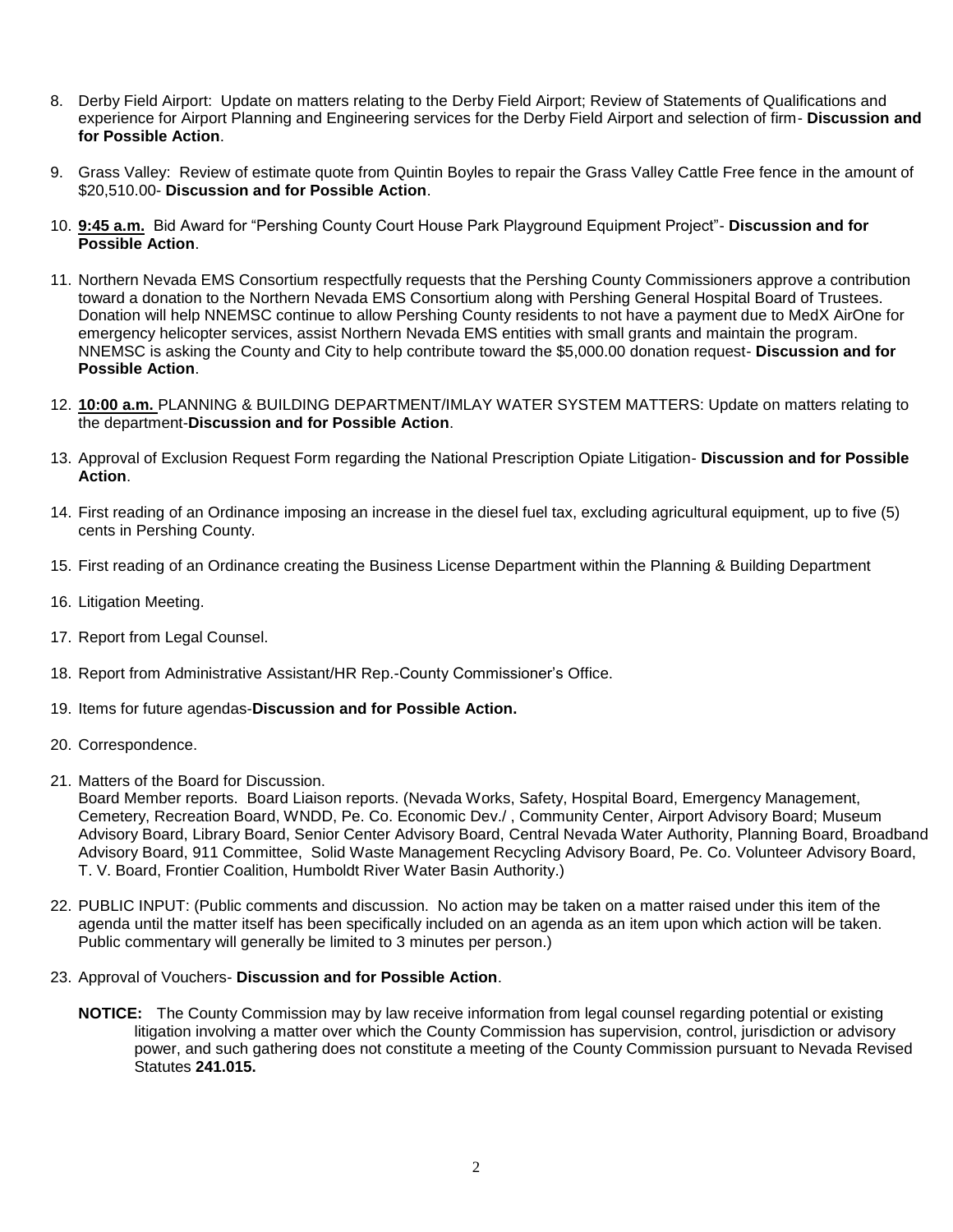8. Derby Field Airport: Update on matters relating to the Derby Field Airport; Review of Statements of Qualifications and experience for Airport Planning and Engineering services for the Derby Field Airport and selection of firm- **Discussion and for Possible Action**.

9. Grass Valley: Review of estimate quote from Quintin Boyles to repair the Grass Valley Cattle Free fence in the amount of $20,510.00- **Discussion and for Possible Action**.

10. **9:45 a.m.** Bid Award for "Pershing County Court House Park Playground Equipment Project"- **Discussion and for Possible Action**.

11. Northern Nevada EMS Consortium respectfully requests that the Pershing County Commissioners approve a contribution toward a donation to the Northern Nevada EMS Consortium along with Pershing General Hospital Board of Trustees. Donation will help NNEMSC continue to allow Pershing County residents to not have a payment due to MedX AirOne for emergency helicopter services, assist Northern Nevada EMS entities with small grants and maintain the program. NNEMSC is asking the County and City to help contribute toward the $5,000.00 donation request- **Discussion and for Possible Action**.

12. **10:00 a.m.** PLANNING & BUILDING DEPARTMENT/IMLAY WATER SYSTEM MATTERS: Update on matters relating to the department-**Discussion and for Possible Action**.

13. Approval of Exclusion Request Form regarding the National Prescription Opiate Litigation- **Discussion and for Possible Action**.

14. First reading of an Ordinance imposing an increase in the diesel fuel tax, excluding agricultural equipment, up to five (5) cents in Pershing County.

15. First reading of an Ordinance creating the Business License Department within the Planning & Building Department

16. Litigation Meeting.

17. Report from Legal Counsel.

18. Report from Administrative Assistant/HR Rep.-County Commissioner's Office.

19. Items for future agendas-**Discussion and for Possible Action.**

20. Correspondence.

21. Matters of the Board for Discussion.
    Board Member reports. Board Liaison reports. (Nevada Works, Safety, Hospital Board, Emergency Management, Cemetery, Recreation Board, WNDD, Pe. Co. Economic Dev./ , Community Center, Airport Advisory Board; Museum Advisory Board, Library Board, Senior Center Advisory Board, Central Nevada Water Authority, Planning Board, Broadband Advisory Board, 911 Committee, Solid Waste Management Recycling Advisory Board, Pe. Co. Volunteer Advisory Board, T. V. Board, Frontier Coalition, Humboldt River Water Basin Authority.)

22. PUBLIC INPUT: (Public comments and discussion. No action may be taken on a matter raised under this item of the agenda until the matter itself has been specifically included on an agenda as an item upon which action will be taken. Public commentary will generally be limited to 3 minutes per person.)

23. Approval of Vouchers- **Discussion and for Possible Action**.

**NOTICE:** The County Commission may by law receive information from legal counsel regarding potential or existing litigation involving a matter over which the County Commission has supervision, control, jurisdiction or advisory power, and such gathering does not constitute a meeting of the County Commission pursuant to Nevada Revised Statutes **241.015.**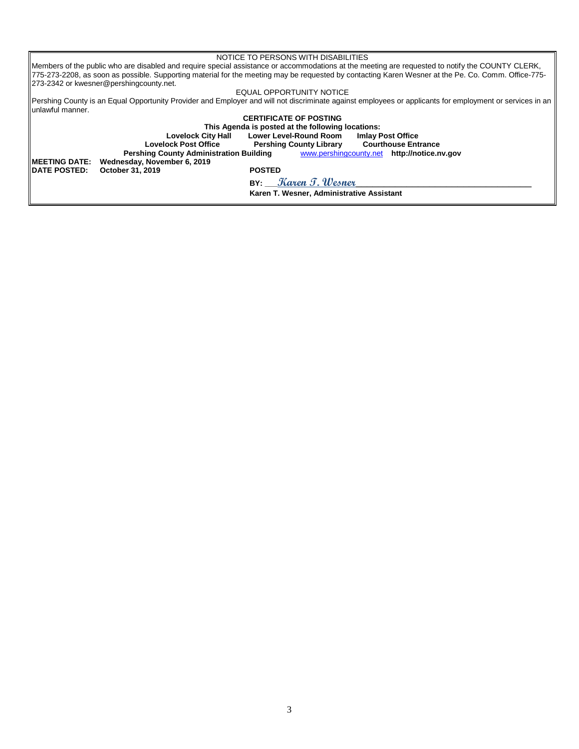NOTICE TO PERSONS WITH DISABILITIES

Members of the public who are disabled and require special assistance or accommodations at the meeting are requested to notify the COUNTY CLERK, 775-273-2208, as soon as possible. Supporting material for the meeting may be requested by contacting Karen Wesner at the Pe. Co. Comm. Office-775-273-2342 or kwesner@pershingcounty.net.

EQUAL OPPORTUNITY NOTICE

Pershing County is an Equal Opportunity Provider and Employer and will not discriminate against employees or applicants for employment or services in an unlawful manner.

**CERTIFICATE OF POSTING**

**This Agenda is posted at the following locations:**

**Lovelock City Hall** **Lower Level-Round Room** **Imlay Post Office**
**Lovelock Post Office** **Pershing County Library** **Courthouse Entrance**
**Pershing County Administration Building** www.pershingcounty.net **http://notice.nv.gov**

**MEETING DATE:** **Wednesday, November 6, 2019**
**DATE POSTED:** **October 31, 2019**

**POSTED**

**BY:** *Karen T. Wesner*

**Karen T. Wesner, Administrative Assistant**